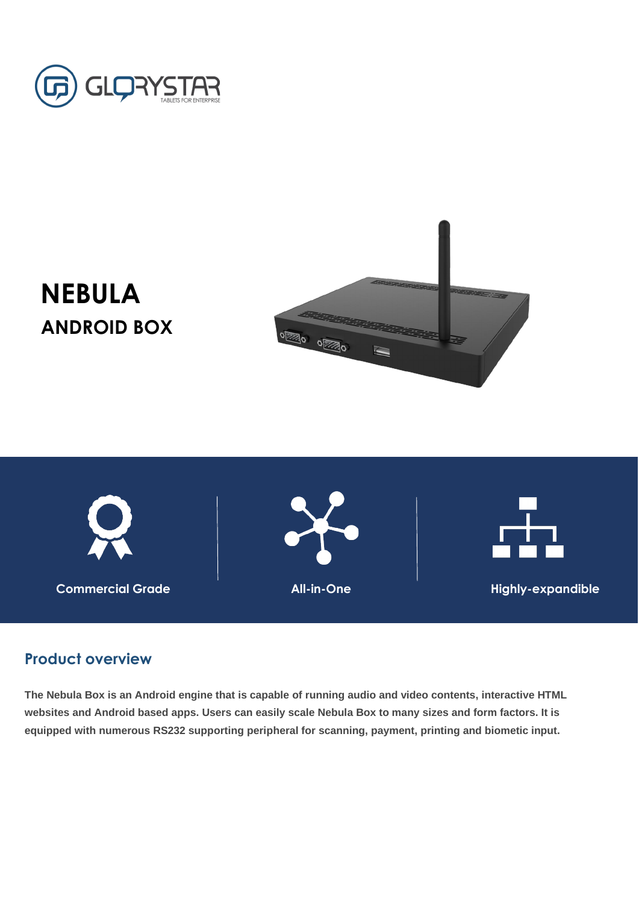GLORYSTAR

TABLETS FOR ENTERPRISE

# NEBULA

## ANDROID BOX

Commercial Grade

All-in-One

Highly-expandible

## Product overview

**The Nebula Box is an Android engine that is capable of running audio and video contents, interactive HTML websites and Android based apps. Users can easily scale Nebula Box to many sizes and form factors. It is equipped with numerous RS232 supporting peripheral for scanning, payment, printing and biometic input.**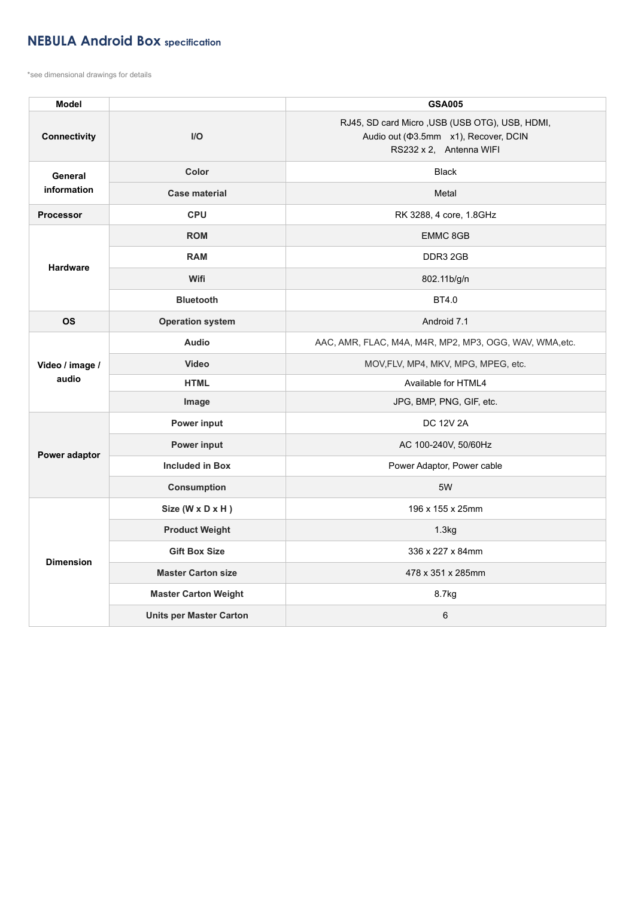# NEBULA Android Box specification

*see dimensional drawings for details

| Model | | GSA005 |
|---|---|---|
| Connectivity | I/O | RJ45, SD card Micro ,USB (USB OTG), USB, HDMI, Audio out (Φ3.5mm x1), Recover, DCIN RS232 x 2, Antenna WIFI |
| General information | Color | Black |
| | Case material | Metal |
| Processor | CPU | RK 3288, 4 core, 1.8GHz |
| Hardware | ROM | EMMC 8GB |
| | RAM | DDR3 2GB |
| | Wifi | 802.11b/g/n |
| | Bluetooth | BT4.0 |
| OS | Operation system | Android 7.1 |
| Video / image / audio | Audio | AAC, AMR, FLAC, M4A, M4R, MP2, MP3, OGG, WAV, WMA,etc. |
| | Video | MOV,FLV, MP4, MKV, MPG, MPEG, etc. |
| | HTML | Available for HTML4 |
| | Image | JPG, BMP, PNG, GIF, etc. |
| Power adaptor | Power input | DC 12V 2A |
| | Power input | AC 100-240V, 50/60Hz |
| | Included in Box | Power Adaptor, Power cable |
| | Consumption | 5W |
| Dimension | Size (W x D x H ) | 196 x 155 x 25mm |
| | Product Weight | 1.3kg |
| | Gift Box Size | 336 x 227 x 84mm |
| | Master Carton size | 478 x 351 x 285mm |
| | Master Carton Weight | 8.7kg |
| | Units per Master Carton | 6 |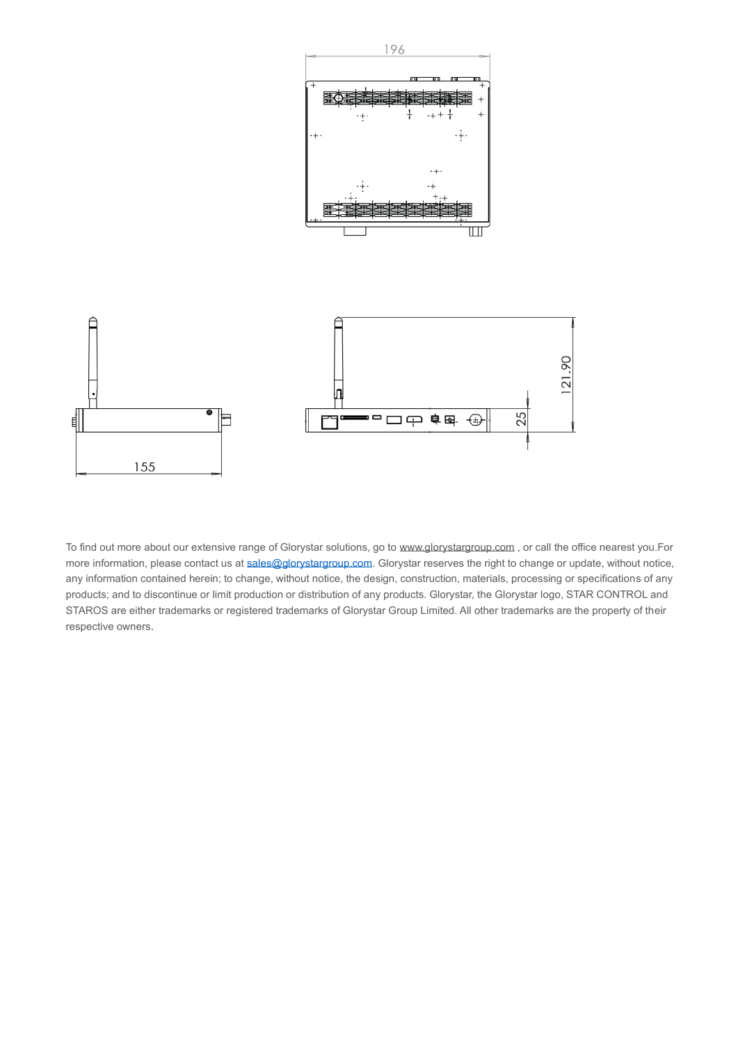196

155

121.90

25

To find out more about our extensive range of Glorystar solutions, go to www.glorystargroup.com , or call the office nearest you.For more information, please contact us at sales@glorystargroup.com. Glorystar reserves the right to change or update, without notice, any information contained herein; to change, without notice, the design, construction, materials, processing or specifications of any products; and to discontinue or limit production or distribution of any products. Glorystar, the Glorystar logo, STAR CONTROL and STAROS are either trademarks or registered trademarks of Glorystar Group Limited. All other trademarks are the property of their respective owners.